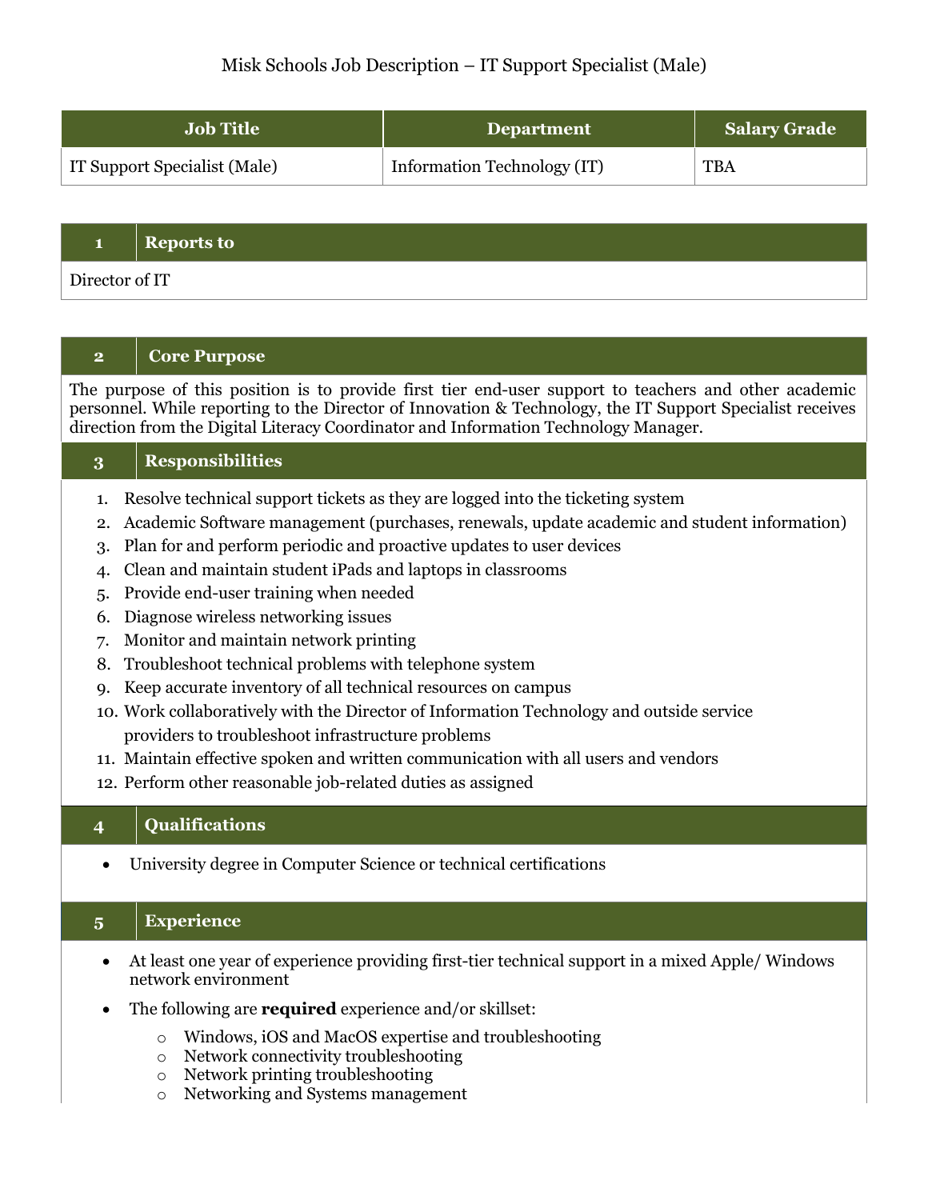# Misk Schools Job Description – IT Support Specialist (Male)

| Job Title | Department | Salary Grade |
|---|---|---|
| IT Support Specialist (Male) | Information Technology (IT) | TBA |

## 1 Reports to

Director of IT

## 2 Core Purpose

The purpose of this position is to provide first tier end-user support to teachers and other academic personnel. While reporting to the Director of Innovation & Technology, the IT Support Specialist receives direction from the Digital Literacy Coordinator and Information Technology Manager.

## 3 Responsibilities

1. Resolve technical support tickets as they are logged into the ticketing system
2. Academic Software management (purchases, renewals, update academic and student information)
3. Plan for and perform periodic and proactive updates to user devices
4. Clean and maintain student iPads and laptops in classrooms
5. Provide end-user training when needed
6. Diagnose wireless networking issues
7. Monitor and maintain network printing
8. Troubleshoot technical problems with telephone system
9. Keep accurate inventory of all technical resources on campus
10. Work collaboratively with the Director of Information Technology and outside service providers to troubleshoot infrastructure problems
11. Maintain effective spoken and written communication with all users and vendors
12. Perform other reasonable job-related duties as assigned

## 4 Qualifications

- University degree in Computer Science or technical certifications

## 5 Experience

- At least one year of experience providing first-tier technical support in a mixed Apple/ Windows network environment
- The following are **required** experience and/or skillset:
  - Windows, iOS and MacOS expertise and troubleshooting
  - Network connectivity troubleshooting
  - Network printing troubleshooting
  - Networking and Systems management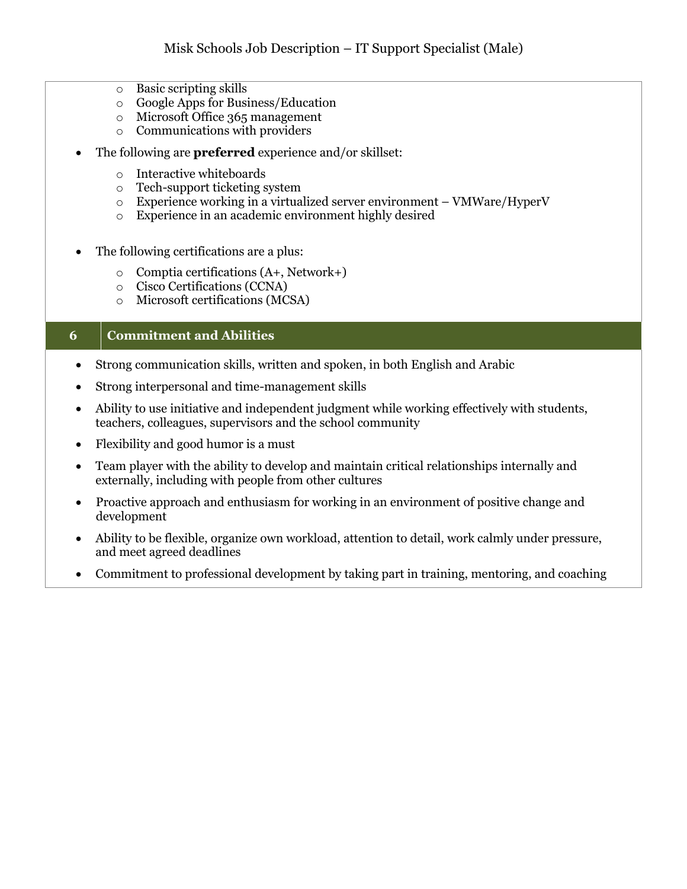- Basic scripting skills
  - Google Apps for Business/Education
  - Microsoft Office 365 management
  - Communications with providers

- The following are **preferred** experience and/or skillset:
  - Interactive whiteboards
  - Tech-support ticketing system
  - Experience working in a virtualized server environment – VMWare/HyperV
  - Experience in an academic environment highly desired

- The following certifications are a plus:
  - Comptia certifications (A+, Network+)
  - Cisco Certifications (CCNA)
  - Microsoft certifications (MCSA)

## 6 Commitment and Abilities

- Strong communication skills, written and spoken, in both English and Arabic
- Strong interpersonal and time-management skills
- Ability to use initiative and independent judgment while working effectively with students, teachers, colleagues, supervisors and the school community
- Flexibility and good humor is a must
- Team player with the ability to develop and maintain critical relationships internally and externally, including with people from other cultures
- Proactive approach and enthusiasm for working in an environment of positive change and development
- Ability to be flexible, organize own workload, attention to detail, work calmly under pressure, and meet agreed deadlines
- Commitment to professional development by taking part in training, mentoring, and coaching